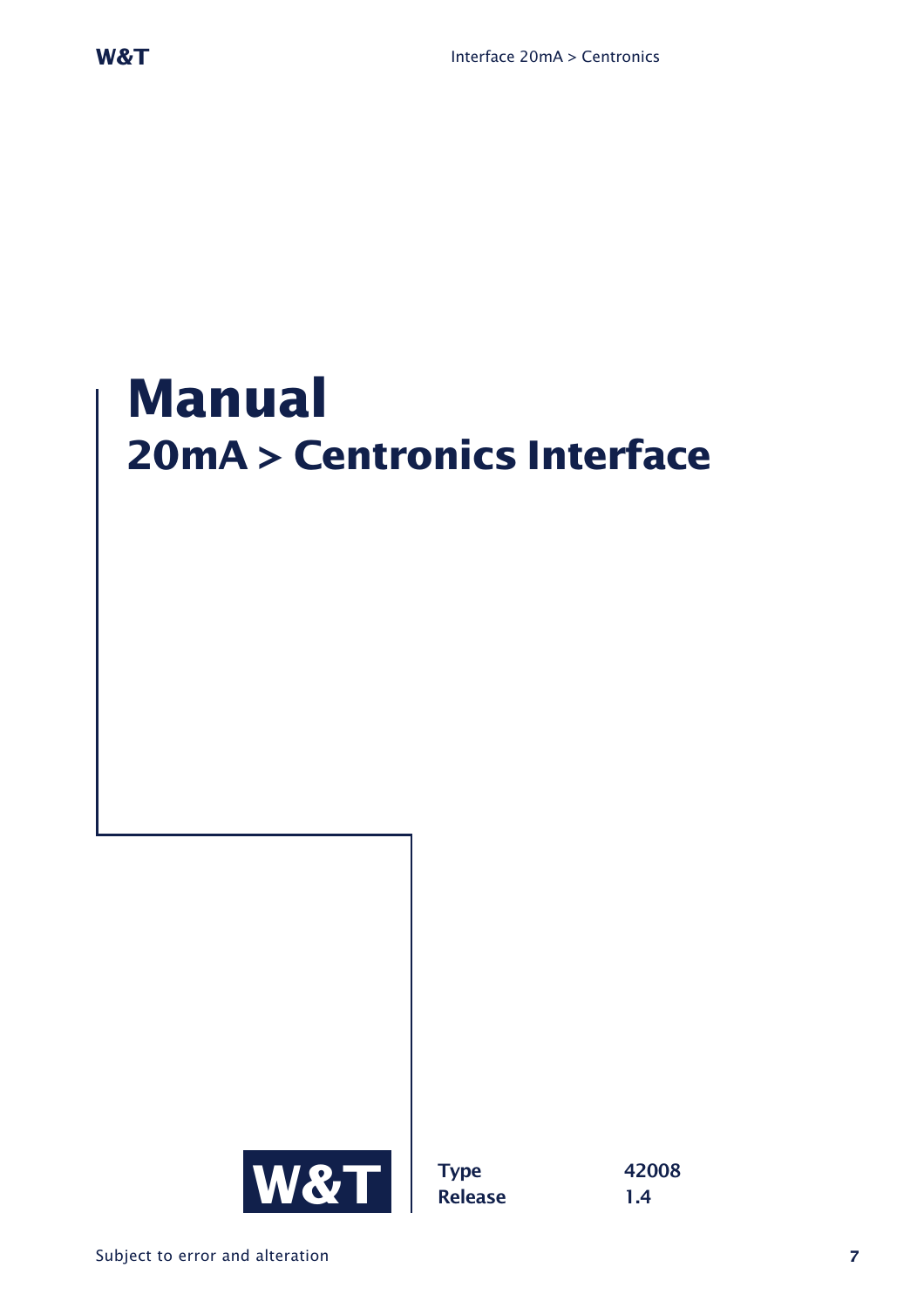# Manual

## 20mA > Centronics Interface

W&T

| Type | 42008 |
|---|---|
| Release | 1.4 |

Subject to error and alteration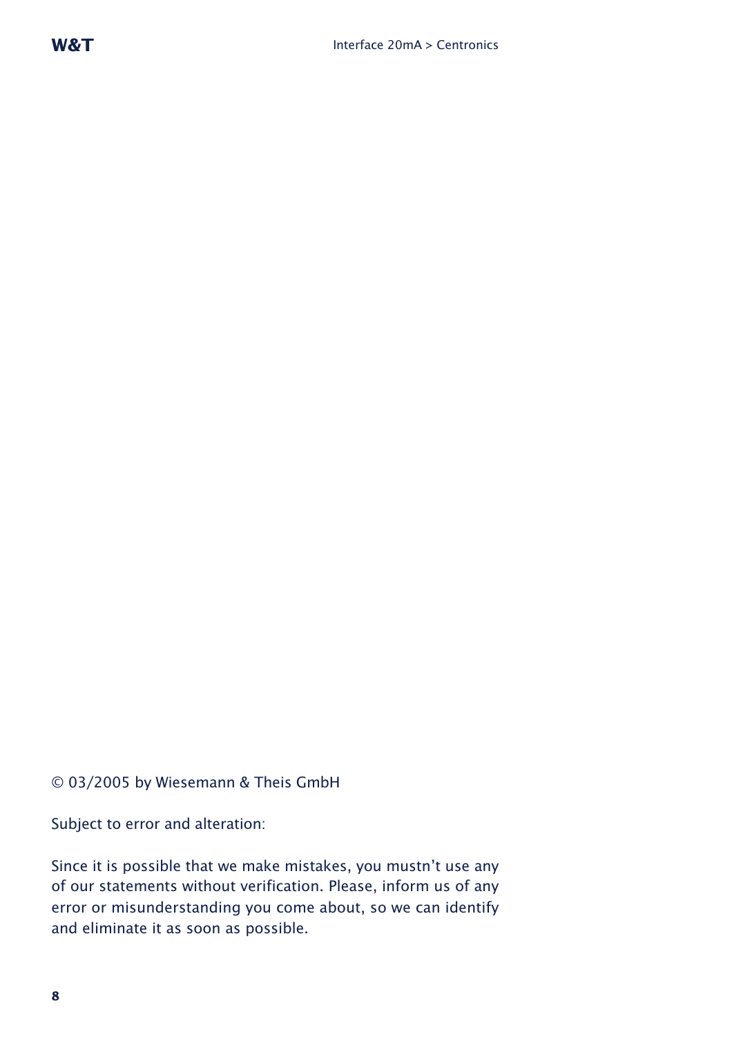© 03/2005 by Wiesemann & Theis GmbH

Subject to error and alteration:

Since it is possible that we make mistakes, you mustn't use any of our statements without verification. Please, inform us of any error or misunderstanding you come about, so we can identify and eliminate it as soon as possible.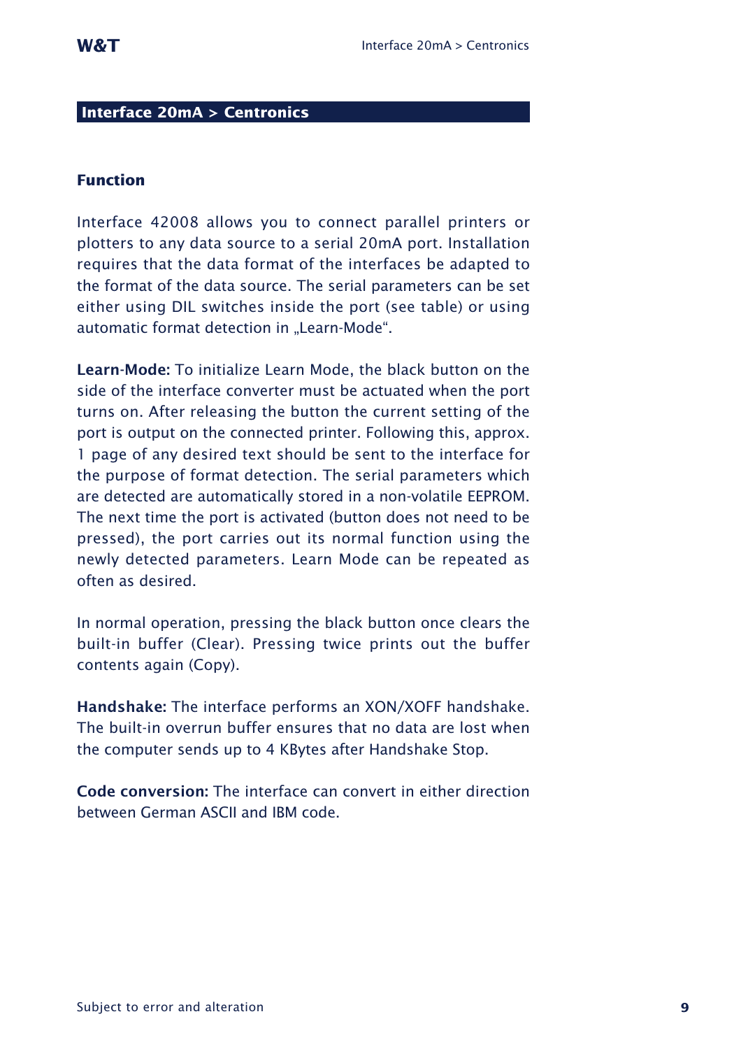## Interface 20mA > Centronics

### Function

Interface 42008 allows you to connect parallel printers or plotters to any data source to a serial 20mA port. Installation requires that the data format of the interfaces be adapted to the format of the data source. The serial parameters can be set either using DIL switches inside the port (see table) or using automatic format detection in „Learn-Mode“.

**Learn-Mode:** To initialize Learn Mode, the black button on the side of the interface converter must be actuated when the port turns on. After releasing the button the current setting of the port is output on the connected printer. Following this, approx. 1 page of any desired text should be sent to the interface for the purpose of format detection. The serial parameters which are detected are automatically stored in a non-volatile EEPROM. The next time the port is activated (button does not need to be pressed), the port carries out its normal function using the newly detected parameters. Learn Mode can be repeated as often as desired.

In normal operation, pressing the black button once clears the built-in buffer (Clear). Pressing twice prints out the buffer contents again (Copy).

**Handshake:** The interface performs an XON/XOFF handshake. The built-in overrun buffer ensures that no data are lost when the computer sends up to 4 KBytes after Handshake Stop.

**Code conversion:** The interface can convert in either direction between German ASCII and IBM code.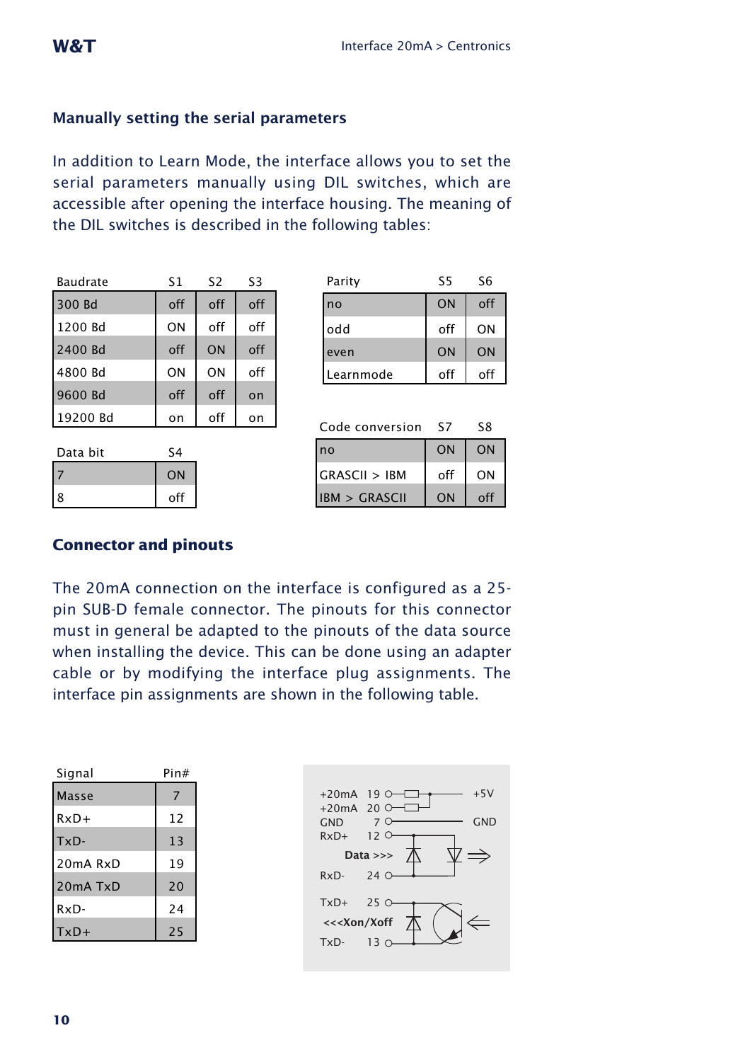## Manually setting the serial parameters

In addition to Learn Mode, the interface allows you to set the serial parameters manually using DIL switches, which are accessible after opening the interface housing. The meaning of the DIL switches is described in the following tables:

| Baudrate | S1 | S2 | S3 |
|---|---|---|---|
| 300 Bd | off | off | off |
| 1200 Bd | ON | off | off |
| 2400 Bd | off | ON | off |
| 4800 Bd | ON | ON | off |
| 9600 Bd | off | off | on |
| 19200 Bd | on | off | on |

| Data bit | S4 |
|---|---|
| 7 | ON |
| 8 | off |

| Parity | S5 | S6 |
|---|---|---|
| no | ON | off |
| odd | off | ON |
| even | ON | ON |
| Learnmode | off | off |

| Code conversion | S7 | S8 |
|---|---|---|
| no | ON | ON |
| GRASCII > IBM | off | ON |
| IBM > GRASCII | ON | off |

## Connector and pinouts

The 20mA connection on the interface is configured as a 25-pin SUB-D female connector. The pinouts for this connector must in general be adapted to the pinouts of the data source when installing the device. This can be done using an adapter cable or by modifying the interface plug assignments. The interface pin assignments are shown in the following table.

| Signal | Pin# |
|---|---|
| Masse | 7 |
| RxD+ | 12 |
| TxD- | 13 |
| 20mA RxD | 19 |
| 20mA TxD | 20 |
| RxD- | 24 |
| TxD+ | 25 |

+20mA 19 — +5V
+20mA 20
GND 7 — GND
RxD+ 12
Data >>>
RxD- 24
TxD+ 25
<<<Xon/Xoff
TxD- 13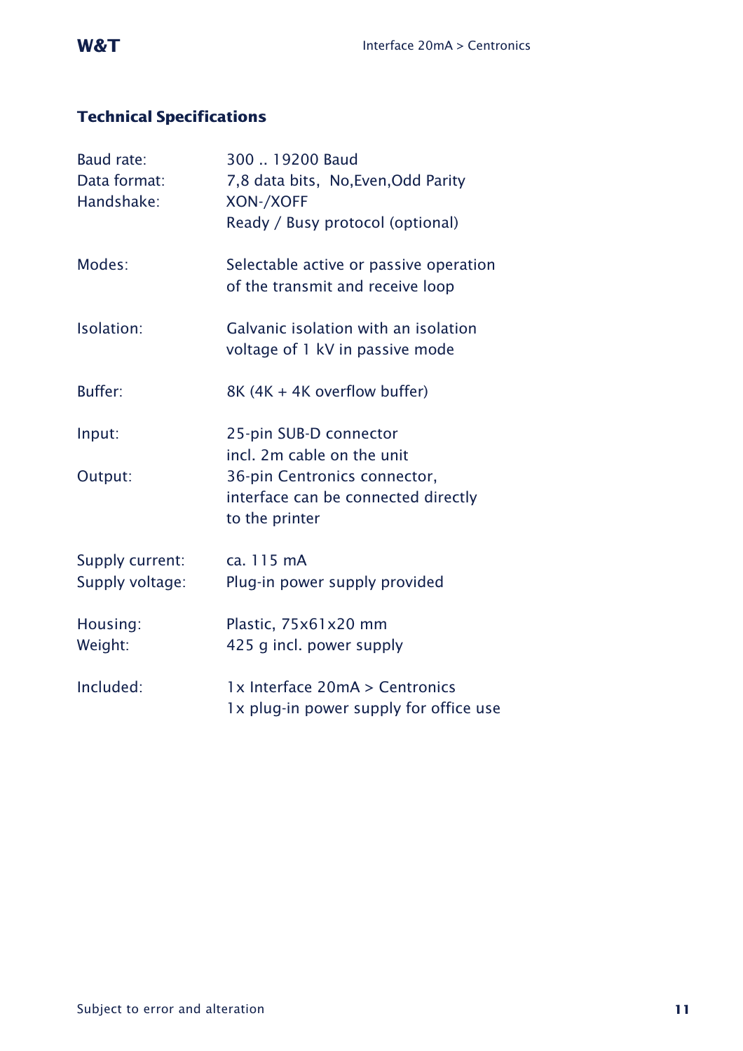## Technical Specifications

| | |
|---|---|
| Baud rate: | 300 .. 19200 Baud |
| Data format: | 7,8 data bits, No,Even,Odd Parity |
| Handshake: | XON-/XOFF<br>Ready / Busy protocol (optional) |
| Modes: | Selectable active or passive operation of the transmit and receive loop |
| Isolation: | Galvanic isolation with an isolation voltage of 1 kV in passive mode |
| Buffer: | 8K (4K + 4K overflow buffer) |
| Input: | 25-pin SUB-D connector incl. 2m cable on the unit |
| Output: | 36-pin Centronics connector, interface can be connected directly to the printer |
| Supply current: | ca. 115 mA |
| Supply voltage: | Plug-in power supply provided |
| Housing: | Plastic, 75x61x20 mm |
| Weight: | 425 g incl. power supply |
| Included: | 1x Interface 20mA > Centronics<br>1x plug-in power supply for office use |

Subject to error and alteration